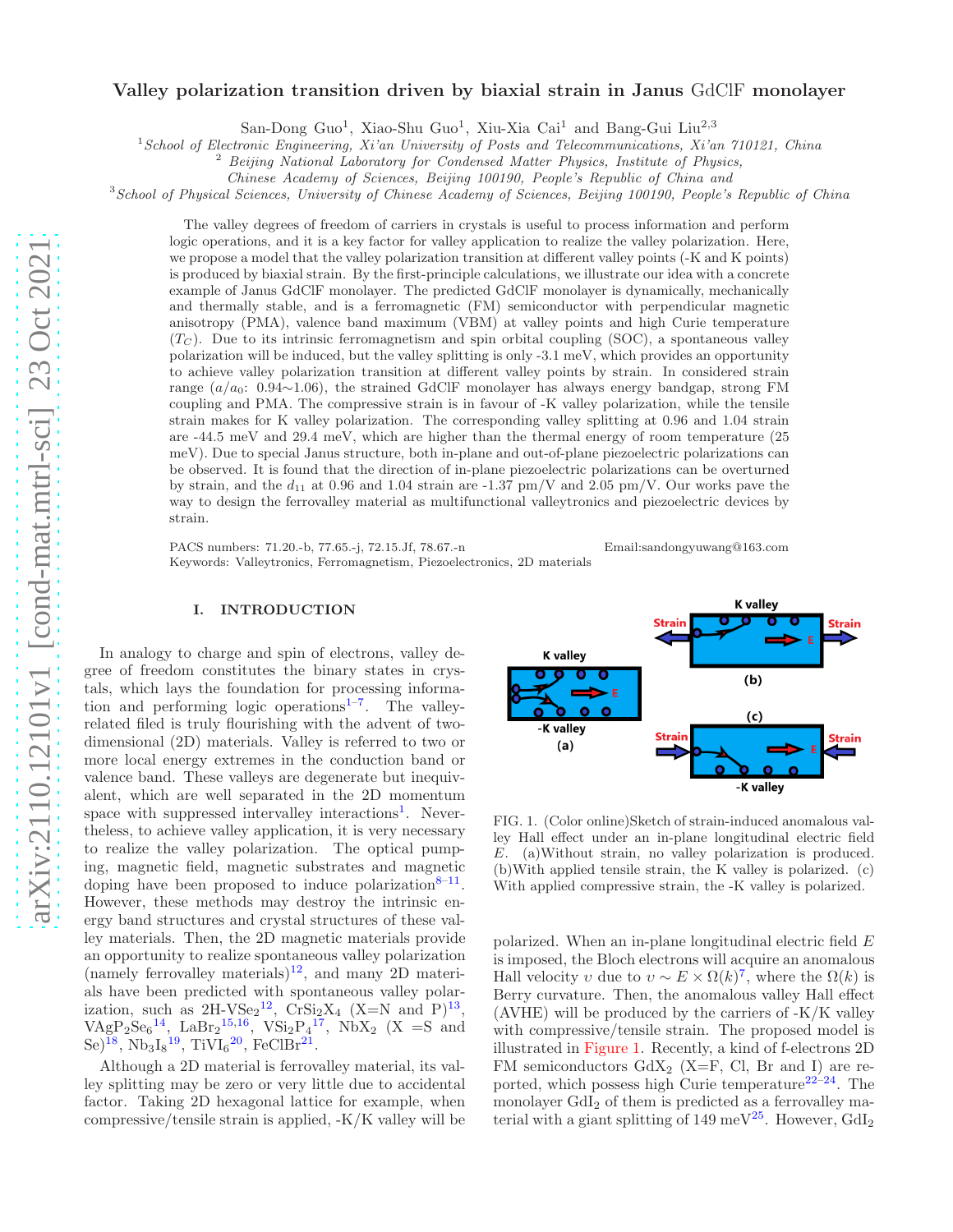# Valley polarization transition driven by biaxial strain in Janus GdClF monolayer

San-Dong Guo[1], Xiao-Shu Guo[1], Xiu-Xia Cai[1] and Bang-Gui Liu[2,3]

[1]*School of Electronic Engineering, Xi'an University of Posts and Telecommunications, Xi'an 710121, China*
[2] *Beijing National Laboratory for Condensed Matter Physics, Institute of Physics, Chinese Academy of Sciences, Beijing 100190, People's Republic of China and*
[3]*School of Physical Sciences, University of Chinese Academy of Sciences, Beijing 100190, People's Republic of China*

The valley degrees of freedom of carriers in crystals is useful to process information and perform logic operations, and it is a key factor for valley application to realize the valley polarization. Here, we propose a model that the valley polarization transition at different valley points (-K and K points) is produced by biaxial strain. By the first-principle calculations, we illustrate our idea with a concrete example of Janus GdClF monolayer. The predicted GdClF monolayer is dynamically, mechanically and thermally stable, and is a ferromagnetic (FM) semiconductor with perpendicular magnetic anisotropy (PMA), valence band maximum (VBM) at valley points and high Curie temperature ($T_C$). Due to its intrinsic ferromagnetism and spin orbital coupling (SOC), a spontaneous valley polarization will be induced, but the valley splitting is only -3.1 meV, which provides an opportunity to achieve valley polarization transition at different valley points by strain. In considered strain range ($a/a_0$: 0.94∼1.06), the strained GdClF monolayer has always energy bandgap, strong FM coupling and PMA. The compressive strain is in favour of -K valley polarization, while the tensile strain makes for K valley polarization. The corresponding valley splitting at 0.96 and 1.04 strain are -44.5 meV and 29.4 meV, which are higher than the thermal energy of room temperature (25 meV). Due to special Janus structure, both in-plane and out-of-plane piezoelectric polarizations can be observed. It is found that the direction of in-plane piezoelectric polarizations can be overturned by strain, and the $d_{11}$ at 0.96 and 1.04 strain are -1.37 pm/V and 2.05 pm/V. Our works pave the way to design the ferrovalley material as multifunctional valleytronics and piezoelectric devices by strain.

PACS numbers: 71.20.-b, 77.65.-j, 72.15.Jf, 78.67.-n Email:sandongyuwang@163.com
Keywords: Valleytronics, Ferromagnetism, Piezoelectronics, 2D materials

## I. INTRODUCTION

In analogy to charge and spin of electrons, valley degree of freedom constitutes the binary states in crystals, which lays the foundation for processing information and performing logic operations[1–7]. The valley-related filed is truly flourishing with the advent of two-dimensional (2D) materials. Valley is referred to two or more local energy extremes in the conduction band or valence band. These valleys are degenerate but inequivalent, which are well separated in the 2D momentum space with suppressed intervalley interactions[1]. Nevertheless, to achieve valley application, it is very necessary to realize the valley polarization. The optical pumping, magnetic field, magnetic substrates and magnetic doping have been proposed to induce polarization[8–11]. However, these methods may destroy the intrinsic energy band structures and crystal structures of these valley materials. Then, the 2D magnetic materials provide an opportunity to realize spontaneous valley polarization (namely ferrovalley materials)[12], and many 2D materials have been predicted with spontaneous valley polarization, such as 2H-$VSe_2$[12], $CrSi_2X_4$ (X=N and P)[13], $VAgP_2Se_6$[14], $LaBr_2$[15,16], $VSi_2P_4$[17], $NbX_2$ (X =S and Se)[18], $Nb_3I_8$[19], $TiVI_6$[20], FeClBr[21].

Although a 2D material is ferrovalley material, its valley splitting may be zero or very little due to accidental factor. Taking 2D hexagonal lattice for example, when compressive/tensile strain is applied, -K/K valley will be polarized. When an in-plane longitudinal electric field $E$ is imposed, the Bloch electrons will acquire an anomalous Hall velocity $\upsilon$ due to $\upsilon \sim E \times \Omega(k)$[7], where the $\Omega(k)$ is Berry curvature. Then, the anomalous valley Hall effect (AVHE) will be produced by the carriers of -K/K valley with compressive/tensile strain. The proposed model is illustrated in Figure 1. Recently, a kind of f-electrons 2D FM semiconductors $GdX_2$ (X=F, Cl, Br and I) are reported, which possess high Curie temperature[22–24]. The monolayer $GdI_2$ of them is predicted as a ferrovalley material with a giant splitting of 149 meV[25]. However, $GdI_2$

FIG. 1. (Color online)Sketch of strain-induced anomalous valley Hall effect under an in-plane longitudinal electric field $E$. (a)Without strain, no valley polarization is produced. (b)With applied tensile strain, the K valley is polarized. (c) With applied compressive strain, the -K valley is polarized.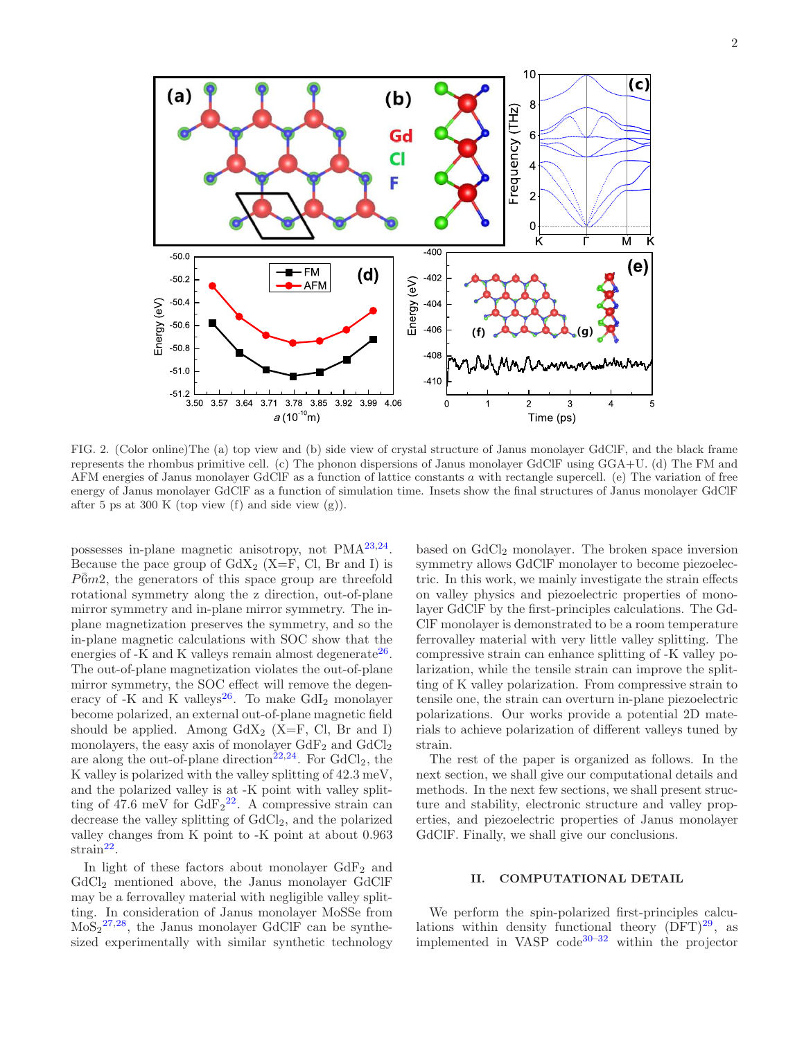FIG. 2. (Color online)The (a) top view and (b) side view of crystal structure of Janus monolayer GdClF, and the black frame represents the rhombus primitive cell. (c) The phonon dispersions of Janus monolayer GdClF using GGA+U. (d) The FM and AFM energies of Janus monolayer GdClF as a function of lattice constants $a$ with rectangle supercell. (e) The variation of free energy of Janus monolayer GdClF as a function of simulation time. Insets show the final structures of Janus monolayer GdClF after 5 ps at 300 K (top view (f) and side view (g)).

possesses in-plane magnetic anisotropy, not PMA[23,24]. Because the pace group of $GdX_2$ (X=F, Cl, Br and I) is $P\bar{6}m2$, the generators of this space group are threefold rotational symmetry along the z direction, out-of-plane mirror symmetry and in-plane mirror symmetry. The in-plane magnetization preserves the symmetry, and so the in-plane magnetic calculations with SOC show that the energies of -K and K valleys remain almost degenerate[26]. The out-of-plane magnetization violates the out-of-plane mirror symmetry, the SOC effect will remove the degeneracy of -K and K valleys[26]. To make $GdI_2$ monolayer become polarized, an external out-of-plane magnetic field should be applied. Among $GdX_2$ (X=F, Cl, Br and I) monolayers, the easy axis of monolayer $GdF_2$ and $GdCl_2$ are along the out-of-plane direction[22,24]. For $GdCl_2$, the K valley is polarized with the valley splitting of 42.3 meV, and the polarized valley is at -K point with valley splitting of 47.6 meV for $GdF_2$[22]. A compressive strain can decrease the valley splitting of $GdCl_2$, and the polarized valley changes from K point to -K point at about 0.963 strain[22].

In light of these factors about monolayer $GdF_2$ and $GdCl_2$ mentioned above, the Janus monolayer GdClF may be a ferrovalley material with negligible valley splitting. In consideration of Janus monolayer MoSSe from $MoS_2$[27,28], the Janus monolayer GdClF can be synthesized experimentally with similar synthetic technology based on $GdCl_2$ monolayer. The broken space inversion symmetry allows GdClF monolayer to become piezoelectric. In this work, we mainly investigate the strain effects on valley physics and piezoelectric properties of monolayer GdClF by the first-principles calculations. The GdClF monolayer is demonstrated to be a room temperature ferrovalley material with very little valley splitting. The compressive strain can enhance splitting of -K valley polarization, while the tensile strain can improve the splitting of K valley polarization. From compressive strain to tensile one, the strain can overturn in-plane piezoelectric polarizations. Our works provide a potential 2D materials to achieve polarization of different valleys tuned by strain.

The rest of the paper is organized as follows. In the next section, we shall give our computational details and methods. In the next few sections, we shall present structure and stability, electronic structure and valley properties, and piezoelectric properties of Janus monolayer GdClF. Finally, we shall give our conclusions.

## II. COMPUTATIONAL DETAIL

We perform the spin-polarized first-principles calculations within density functional theory (DFT)[29], as implemented in VASP code[30–32] within the projector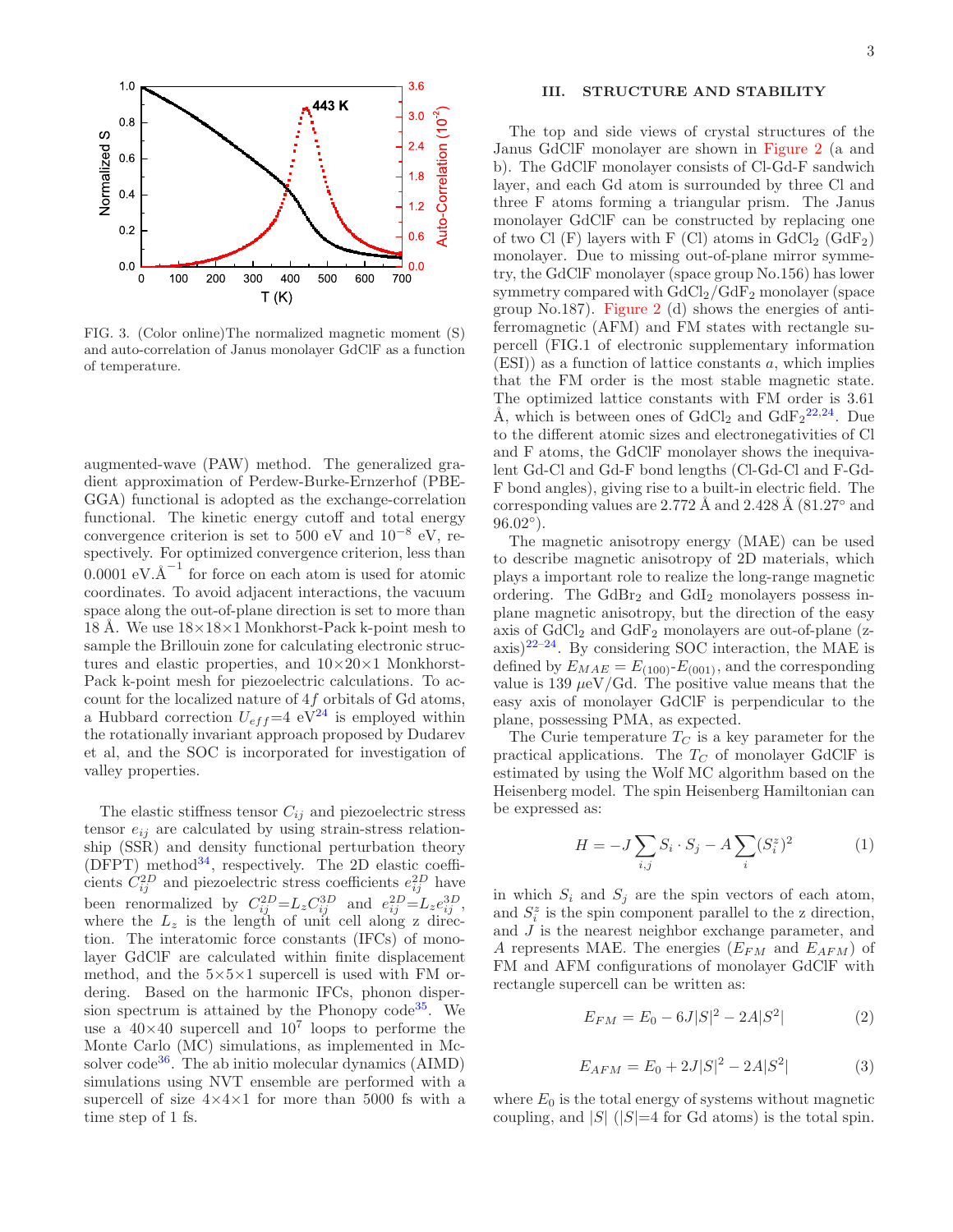FIG. 3. (Color online)The normalized magnetic moment (S) and auto-correlation of Janus monolayer GdClF as a function of temperature.

augmented-wave (PAW) method. The generalized gradient approximation of Perdew-Burke-Ernzerhof (PBE-GGA) functional is adopted as the exchange-correlation functional. The kinetic energy cutoff and total energy convergence criterion is set to 500 eV and $10^{-8}$ eV, respectively. For optimized convergence criterion, less than 0.0001 eV.$\text{Å}^{-1}$ for force on each atom is used for atomic coordinates. To avoid adjacent interactions, the vacuum space along the out-of-plane direction is set to more than 18 Å. We use 18×18×1 Monkhorst-Pack k-point mesh to sample the Brillouin zone for calculating electronic structures and elastic properties, and 10×20×1 Monkhorst-Pack k-point mesh for piezoelectric calculations. To account for the localized nature of $4f$ orbitals of Gd atoms, a Hubbard correction $U_{eff}$=4 eV[24] is employed within the rotationally invariant approach proposed by Dudarev et al, and the SOC is incorporated for investigation of valley properties.

The elastic stiffness tensor $C_{ij}$ and piezoelectric stress tensor $e_{ij}$ are calculated by using strain-stress relationship (SSR) and density functional perturbation theory (DFPT) method[34], respectively. The 2D elastic coefficients $C^{2D}_{ij}$ and piezoelectric stress coefficients $e^{2D}_{ij}$ have been renormalized by $C^{2D}_{ij}$=$L_z C^{3D}_{ij}$ and $e^{2D}_{ij}$=$L_z e^{3D}_{ij}$, where the $L_z$ is the length of unit cell along z direction. The interatomic force constants (IFCs) of monolayer GdClF are calculated within finite displacement method, and the 5×5×1 supercell is used with FM ordering. Based on the harmonic IFCs, phonon dispersion spectrum is attained by the Phonopy code[35]. We use a 40×40 supercell and $10^7$ loops to performe the Monte Carlo (MC) simulations, as implemented in Mcsolver code[36]. The ab initio molecular dynamics (AIMD) simulations using NVT ensemble are performed with a supercell of size 4×4×1 for more than 5000 fs with a time step of 1 fs.

## III. STRUCTURE AND STABILITY

The top and side views of crystal structures of the Janus GdClF monolayer are shown in Figure 2 (a and b). The GdClF monolayer consists of Cl-Gd-F sandwich layer, and each Gd atom is surrounded by three Cl and three F atoms forming a triangular prism. The Janus monolayer GdClF can be constructed by replacing one of two Cl (F) layers with F (Cl) atoms in $GdCl_2$ ($GdF_2$) monolayer. Due to missing out-of-plane mirror symmetry, the GdClF monolayer (space group No.156) has lower symmetry compared with $GdCl_2$/$GdF_2$ monolayer (space group No.187). Figure 2 (d) shows the energies of antiferromagnetic (AFM) and FM states with rectangle supercell (FIG.1 of electronic supplementary information (ESI)) as a function of lattice constants $a$, which implies that the FM order is the most stable magnetic state. The optimized lattice constants with FM order is 3.61 Å, which is between ones of $GdCl_2$ and $GdF_2$[22,24]. Due to the different atomic sizes and electronegativities of Cl and F atoms, the GdClF monolayer shows the inequivalent Gd-Cl and Gd-F bond lengths (Cl-Gd-Cl and F-Gd-F bond angles), giving rise to a built-in electric field. The corresponding values are 2.772 Å and 2.428 Å (81.27° and 96.02°).

The magnetic anisotropy energy (MAE) can be used to describe magnetic anisotropy of 2D materials, which plays a important role to realize the long-range magnetic ordering. The $GdBr_2$ and $GdI_2$ monolayers possess in-plane magnetic anisotropy, but the direction of the easy axis of $GdCl_2$ and $GdF_2$ monolayers are out-of-plane (z-axis)[22–24]. By considering SOC interaction, the MAE is defined by $E_{MAE}=E_{(100)}$-$E_{(001)}$, and the corresponding value is 139 $\mu$eV/Gd. The positive value means that the easy axis of monolayer GdClF is perpendicular to the plane, possessing PMA, as expected.

The Curie temperature $T_C$ is a key parameter for the practical applications. The $T_C$ of monolayer GdClF is estimated by using the Wolf MC algorithm based on the Heisenberg model. The spin Heisenberg Hamiltonian can be expressed as:

$$H=-J\sum_{i,j}S_i\cdot S_j-A\sum_{i}(S_i^z)^2 \tag{1}$$

in which $S_i$ and $S_j$ are the spin vectors of each atom, and $S_i^z$ is the spin component parallel to the z direction, and $J$ is the nearest neighbor exchange parameter, and $A$ represents MAE. The energies ($E_{FM}$ and $E_{AFM}$) of FM and AFM configurations of monolayer GdClF with rectangle supercell can be written as:

$$E_{FM}=E_0-6J|S|^2-2A|S^2| \tag{2}$$

$$E_{AFM}=E_0+2J|S|^2-2A|S^2| \tag{3}$$

where $E_0$ is the total energy of systems without magnetic coupling, and $|S|$ ($|S|$=4 for Gd atoms) is the total spin.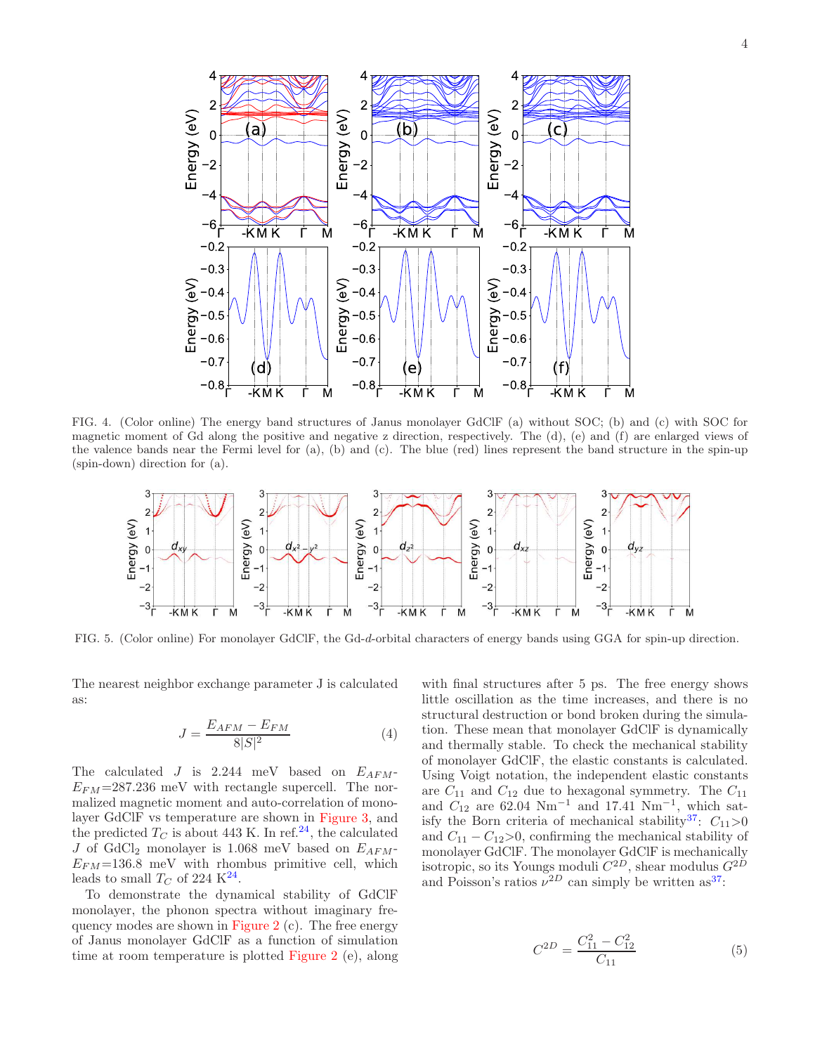FIG. 4. (Color online) The energy band structures of Janus monolayer GdClF (a) without SOC; (b) and (c) with SOC for magnetic moment of Gd along the positive and negative z direction, respectively. The (d), (e) and (f) are enlarged views of the valence bands near the Fermi level for (a), (b) and (c). The blue (red) lines represent the band structure in the spin-up (spin-down) direction for (a).

FIG. 5. (Color online) For monolayer GdClF, the Gd-$d$-orbital characters of energy bands using GGA for spin-up direction.

The nearest neighbor exchange parameter J is calculated as:

$$J = \frac{E_{AFM} - E_{FM}}{8|S|^2} \tag{4}$$

The calculated $J$ is 2.244 meV based on $E_{AFM}$-$E_{FM}$=287.236 meV with rectangle supercell. The normalized magnetic moment and auto-correlation of monolayer GdClF vs temperature are shown in Figure 3, and the predicted $T_C$ is about 443 K. In ref.[24], the calculated $J$ of $GdCl_2$ monolayer is 1.068 meV based on $E_{AFM}$-$E_{FM}$=136.8 meV with rhombus primitive cell, which leads to small $T_C$ of 224 K[24].

To demonstrate the dynamical stability of GdClF monolayer, the phonon spectra without imaginary frequency modes are shown in Figure 2 (c). The free energy of Janus monolayer GdClF as a function of simulation time at room temperature is plotted Figure 2 (e), along with final structures after 5 ps. The free energy shows little oscillation as the time increases, and there is no structural destruction or bond broken during the simulation. These mean that monolayer GdClF is dynamically and thermally stable. To check the mechanical stability of monolayer GdClF, the elastic constants is calculated. Using Voigt notation, the independent elastic constants are $C_{11}$ and $C_{12}$ due to hexagonal symmetry. The $C_{11}$ and $C_{12}$ are 62.04 $\mathrm{Nm}^{-1}$ and 17.41 $\mathrm{Nm}^{-1}$, which satisfy the Born criteria of mechanical stability[37]: $C_{11}$>0 and $C_{11} - C_{12}$>0, confirming the mechanical stability of monolayer GdClF. The monolayer GdClF is mechanically isotropic, so its Youngs moduli $C^{2D}$, shear modulus $G^{2D}$ and Poisson's ratios $\nu^{2D}$ can simply be written as[37]:

$$C^{2D} = \frac{C_{11}^2 - C_{12}^2}{C_{11}} \tag{5}$$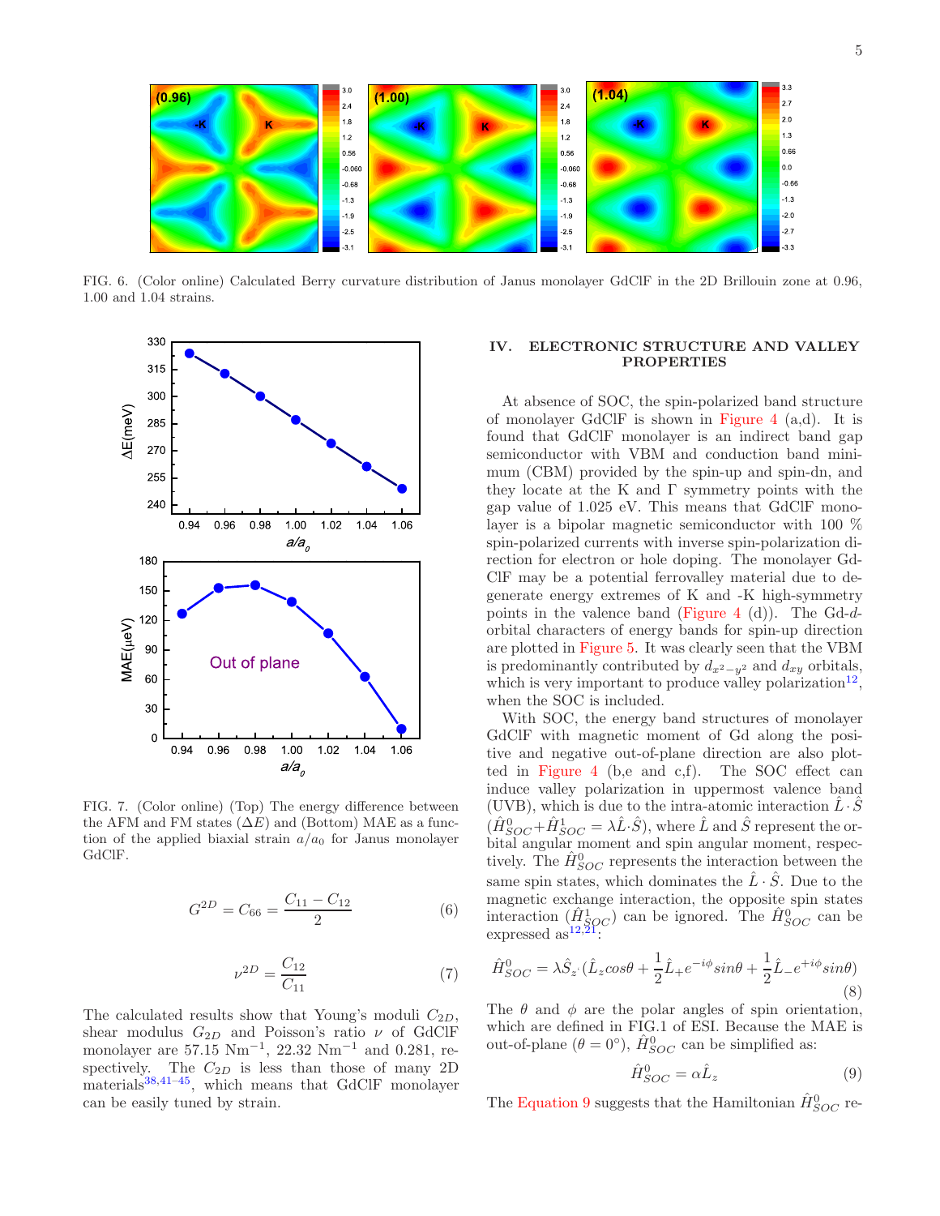FIG. 6. (Color online) Calculated Berry curvature distribution of Janus monolayer GdClF in the 2D Brillouin zone at 0.96, 1.00 and 1.04 strains.

FIG. 7. (Color online) (Top) The energy difference between the AFM and FM states ($\Delta E$) and (Bottom) MAE as a function of the applied biaxial strain $a/a_0$ for Janus monolayer GdClF.

$$G^{2D} = C_{66} = \frac{C_{11} - C_{12}}{2} \tag{6}$$

$$\nu^{2D} = \frac{C_{12}}{C_{11}} \tag{7}$$

The calculated results show that Young's moduli $C_{2D}$, shear modulus $G_{2D}$ and Poisson's ratio $\nu$ of GdClF monolayer are 57.15 Nm$^{-1}$, 22.32 Nm$^{-1}$ and 0.281, respectively. The $C_{2D}$ is less than those of many 2D materials[38,41–45], which means that GdClF monolayer can be easily tuned by strain.

## IV. ELECTRONIC STRUCTURE AND VALLEY PROPERTIES

At absence of SOC, the spin-polarized band structure of monolayer GdClF is shown in Figure 4 (a,d). It is found that GdClF monolayer is an indirect band gap semiconductor with VBM and conduction band minimum (CBM) provided by the spin-up and spin-dn, and they locate at the K and Γ symmetry points with the gap value of 1.025 eV. This means that GdClF monolayer is a bipolar magnetic semiconductor with 100 % spin-polarized currents with inverse spin-polarization direction for electron or hole doping. The monolayer GdClF may be a potential ferrovalley material due to degenerate energy extremes of K and -K high-symmetry points in the valence band (Figure 4 (d)). The Gd-$d$-orbital characters of energy bands for spin-up direction are plotted in Figure 5. It was clearly seen that the VBM is predominantly contributed by $d_{x^2-y^2}$ and $d_{xy}$ orbitals, which is very important to produce valley polarization[12], when the SOC is included.

With SOC, the energy band structures of monolayer GdClF with magnetic moment of Gd along the positive and negative out-of-plane direction are also plotted in Figure 4 (b,e and c,f). The SOC effect can induce valley polarization in uppermost valence band (UVB), which is due to the intra-atomic interaction $\hat{L}\cdot\hat{S}$ ($\hat{H}^0_{SOC}+\hat{H}^1_{SOC} = \lambda\hat{L}\cdot\hat{S}$), where $\hat{L}$ and $\hat{S}$ represent the orbital angular moment and spin angular moment, respectively. The $\hat{H}^0_{SOC}$ represents the interaction between the same spin states, which dominates the $\hat{L}\cdot\hat{S}$. Due to the magnetic exchange interaction, the opposite spin states interaction ($\hat{H}^1_{SOC}$) can be ignored. The $\hat{H}^0_{SOC}$ can be expressed as[12,21]:

$$\hat{H}^0_{SOC} = \lambda\hat{S}_{z'}(\hat{L}_z cos\theta + \frac{1}{2}\hat{L}_+ e^{-i\phi} sin\theta + \frac{1}{2}\hat{L}_- e^{+i\phi} sin\theta) \tag{8}$$

The $\theta$ and $\phi$ are the polar angles of spin orientation, which are defined in FIG.1 of ESI. Because the MAE is out-of-plane ($\theta = 0°$), $\hat{H}^0_{SOC}$ can be simplified as:

$$\hat{H}^0_{SOC} = \alpha\hat{L}_z \tag{9}$$

The Equation 9 suggests that the Hamiltonian $\hat{H}^0_{SOC}$ re-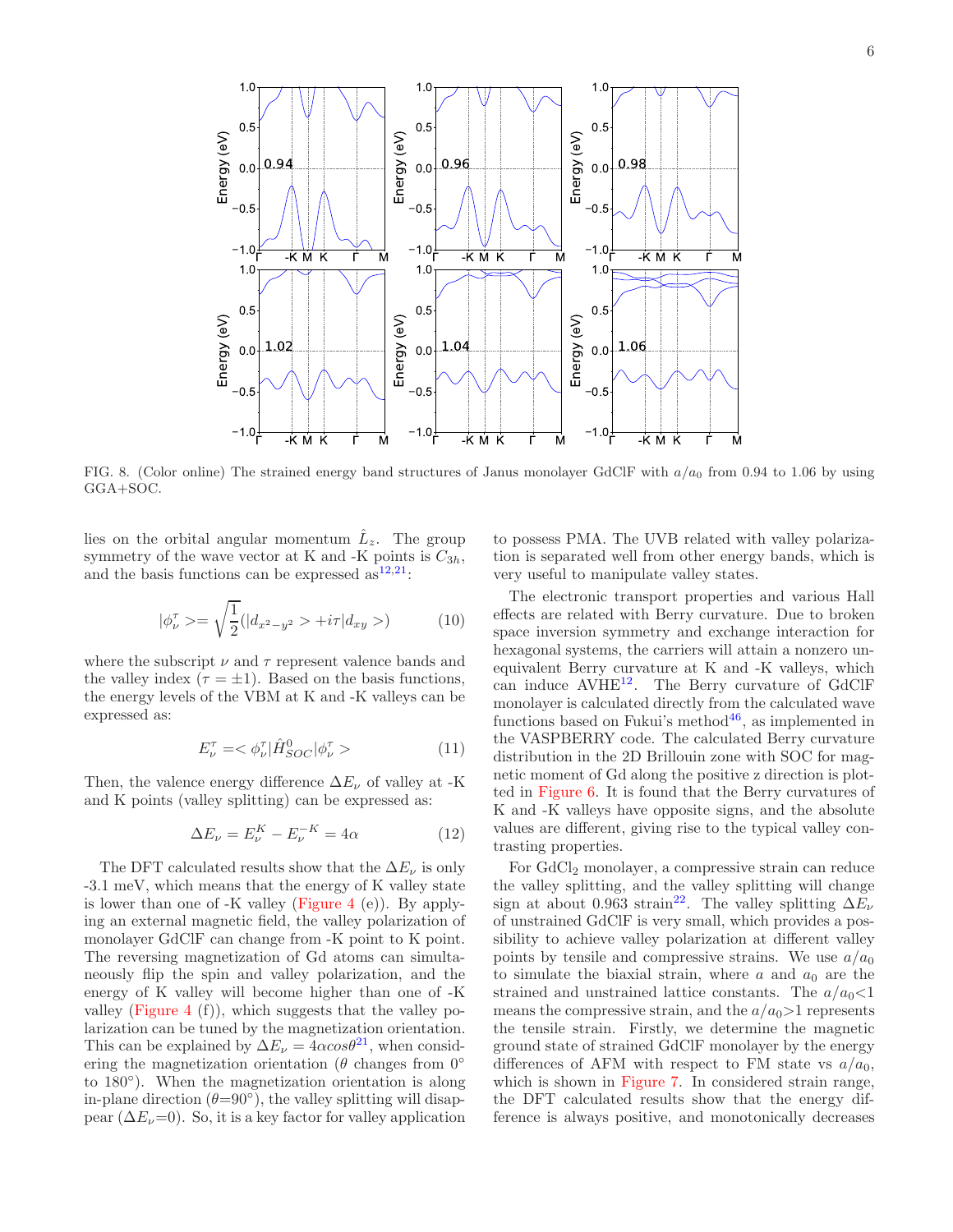FIG. 8. (Color online) The strained energy band structures of Janus monolayer GdClF with $a/a_0$ from 0.94 to 1.06 by using GGA+SOC.

lies on the orbital angular momentum $\hat{L}_z$. The group symmetry of the wave vector at K and -K points is $C_{3h}$, and the basis functions can be expressed as[12,21]:

$$|\phi_\nu^\tau> = \sqrt{\frac{1}{2}}(|d_{x^2-y^2}> + i\tau|d_{xy}>) \tag{10}$$

where the subscript $\nu$ and $\tau$ represent valence bands and the valley index ($\tau = \pm 1$). Based on the basis functions, the energy levels of the VBM at K and -K valleys can be expressed as:

$$E_\nu^\tau = <\phi_\nu^\tau|\hat{H}^0_{SOC}|\phi_\nu^\tau> \tag{11}$$

Then, the valence energy difference $\Delta E_\nu$ of valley at -K and K points (valley splitting) can be expressed as:

$$\Delta E_\nu = E_\nu^K - E_\nu^{-K} = 4\alpha \tag{12}$$

The DFT calculated results show that the $\Delta E_\nu$ is only -3.1 meV, which means that the energy of K valley state is lower than one of -K valley (Figure 4 (e)). By applying an external magnetic field, the valley polarization of monolayer GdClF can change from -K point to K point. The reversing magnetization of Gd atoms can simultaneously flip the spin and valley polarization, and the energy of K valley will become higher than one of -K valley (Figure 4 (f)), which suggests that the valley polarization can be tuned by the magnetization orientation. This can be explained by $\Delta E_\nu = 4\alpha cos\theta$[21], when considering the magnetization orientation ($\theta$ changes from 0° to 180°). When the magnetization orientation is along in-plane direction ($\theta$=90°), the valley splitting will disappear ($\Delta E_\nu$=0). So, it is a key factor for valley application to possess PMA. The UVB related with valley polarization is separated well from other energy bands, which is very useful to manipulate valley states.

The electronic transport properties and various Hall effects are related with Berry curvature. Due to broken space inversion symmetry and exchange interaction for hexagonal systems, the carriers will attain a nonzero unequivalent Berry curvature at K and -K valleys, which can induce AVHE[12]. The Berry curvature of GdClF monolayer is calculated directly from the calculated wave functions based on Fukui's method[46], as implemented in the VASPBERRY code. The calculated Berry curvature distribution in the 2D Brillouin zone with SOC for magnetic moment of Gd along the positive z direction is plotted in Figure 6. It is found that the Berry curvatures of K and -K valleys have opposite signs, and the absolute values are different, giving rise to the typical valley contrasting properties.

For $GdCl_2$ monolayer, a compressive strain can reduce the valley splitting, and the valley splitting will change sign at about 0.963 strain[22]. The valley splitting $\Delta E_\nu$ of unstrained GdClF is very small, which provides a possibility to achieve valley polarization at different valley points by tensile and compressive strains. We use $a/a_0$ to simulate the biaxial strain, where $a$ and $a_0$ are the strained and unstrained lattice constants. The $a/a_0$<1 means the compressive strain, and the $a/a_0$>1 represents the tensile strain. Firstly, we determine the magnetic ground state of strained GdClF monolayer by the energy differences of AFM with respect to FM state vs $a/a_0$, which is shown in Figure 7. In considered strain range, the DFT calculated results show that the energy difference is always positive, and monotonically decreases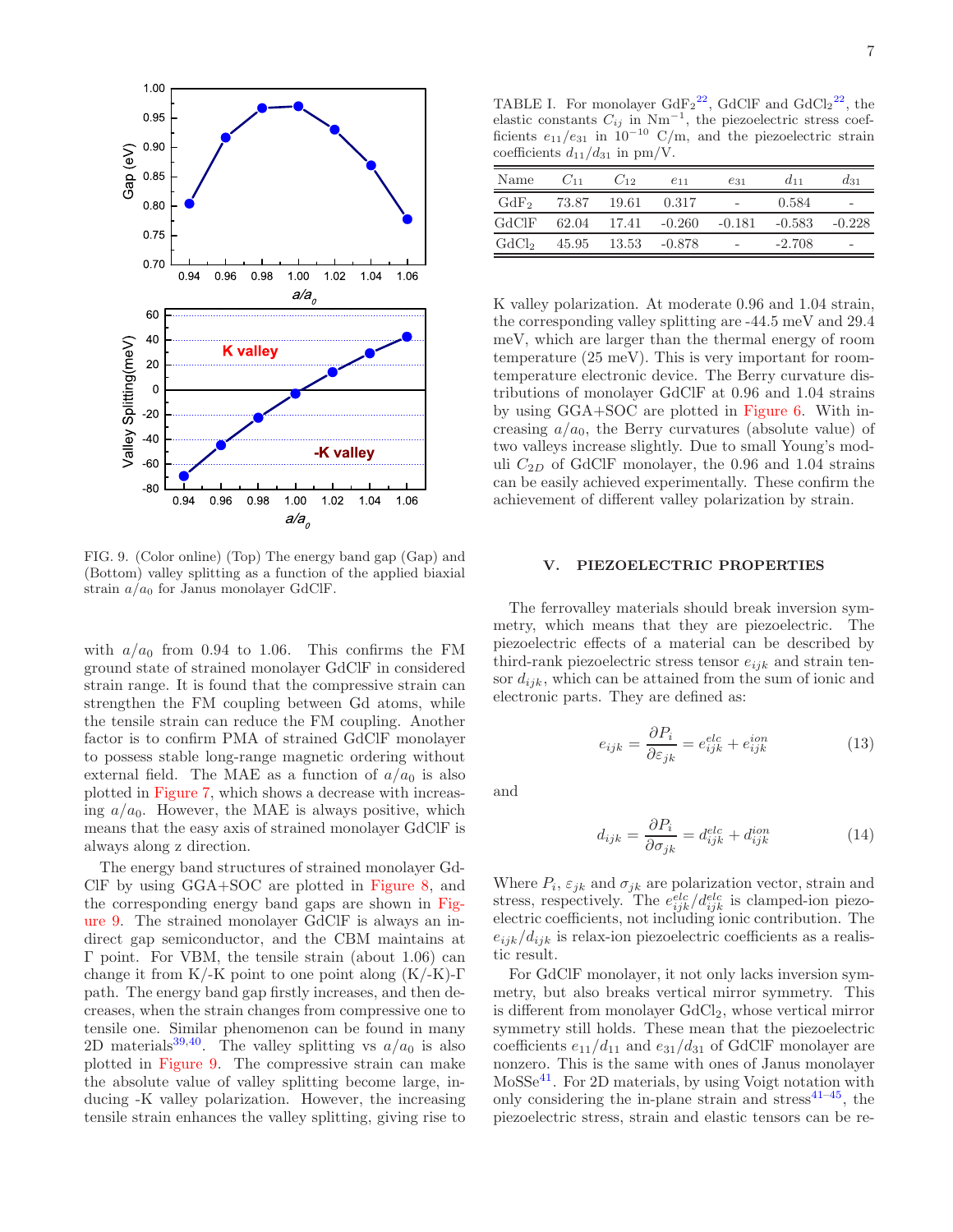FIG. 9. (Color online) (Top) The energy band gap (Gap) and (Bottom) valley splitting as a function of the applied biaxial strain $a/a_0$ for Janus monolayer GdClF.

with $a/a_0$ from 0.94 to 1.06. This confirms the FM ground state of strained monolayer GdClF in considered strain range. It is found that the compressive strain can strengthen the FM coupling between Gd atoms, while the tensile strain can reduce the FM coupling. Another factor is to confirm PMA of strained GdClF monolayer to possess stable long-range magnetic ordering without external field. The MAE as a function of $a/a_0$ is also plotted in Figure 7, which shows a decrease with increasing $a/a_0$. However, the MAE is always positive, which means that the easy axis of strained monolayer GdClF is always along z direction.

The energy band structures of strained monolayer GdClF by using GGA+SOC are plotted in Figure 8, and the corresponding energy band gaps are shown in Figure 9. The strained monolayer GdClF is always an indirect gap semiconductor, and the CBM maintains at Γ point. For VBM, the tensile strain (about 1.06) can change it from K/-K point to one point along (K/-K)-Γ path. The energy band gap firstly increases, and then decreases, when the strain changes from compressive one to tensile one. Similar phenomenon can be found in many 2D materials[39,40]. The valley splitting vs $a/a_0$ is also plotted in Figure 9. The compressive strain can make the absolute value of valley splitting become large, inducing -K valley polarization. However, the increasing tensile strain enhances the valley splitting, giving rise to K valley polarization. At moderate 0.96 and 1.04 strain, the corresponding valley splitting are -44.5 meV and 29.4 meV, which are larger than the thermal energy of room temperature (25 meV). This is very important for room-temperature electronic device. The Berry curvature distributions of monolayer GdClF at 0.96 and 1.04 strains by using GGA+SOC are plotted in Figure 6. With increasing $a/a_0$, the Berry curvatures (absolute value) of two valleys increase slightly. Due to small Young's moduli $C_{2D}$ of GdClF monolayer, the 0.96 and 1.04 strains can be easily achieved experimentally. These confirm the achievement of different valley polarization by strain.

TABLE I. For monolayer $GdF_2$[22], GdClF and $GdCl_2$[22], the elastic constants $C_{ij}$ in $\mathrm{Nm^{-1}}$, the piezoelectric stress coefficients $e_{11}/e_{31}$ in $10^{-10}$ C/m, and the piezoelectric strain coefficients $d_{11}/d_{31}$ in pm/V.

| Name | $C_{11}$ | $C_{12}$ | $e_{11}$ | $e_{31}$ | $d_{11}$ | $d_{31}$ |
|---|---|---|---|---|---|---|
| $GdF_2$ | 73.87 | 19.61 | 0.317 | - | 0.584 | - |
| GdClF | 62.04 | 17.41 | -0.260 | -0.181 | -0.583 | -0.228 |
| $GdCl_2$ | 45.95 | 13.53 | -0.878 | - | -2.708 | - |

## V. PIEZOELECTRIC PROPERTIES

The ferrovalley materials should break inversion symmetry, which means that they are piezoelectric. The piezoelectric effects of a material can be described by third-rank piezoelectric stress tensor $e_{ijk}$ and strain tensor $d_{ijk}$, which can be attained from the sum of ionic and electronic parts. They are defined as:

$$e_{ijk} = \frac{\partial P_i}{\partial \varepsilon_{jk}} = e_{ijk}^{elc} + e_{ijk}^{ion} \tag{13}$$

and

$$d_{ijk} = \frac{\partial P_i}{\partial \sigma_{jk}} = d_{ijk}^{elc} + d_{ijk}^{ion} \tag{14}$$

Where $P_i$, $\varepsilon_{jk}$ and $\sigma_{jk}$ are polarization vector, strain and stress, respectively. The $e_{ijk}^{elc}/d_{ijk}^{elc}$ is clamped-ion piezoelectric coefficients, not including ionic contribution. The $e_{ijk}/d_{ijk}$ is relax-ion piezoelectric coefficients as a realistic result.

For GdClF monolayer, it not only lacks inversion symmetry, but also breaks vertical mirror symmetry. This is different from monolayer $GdCl_2$, whose vertical mirror symmetry still holds. These mean that the piezoelectric coefficients $e_{11}/d_{11}$ and $e_{31}/d_{31}$ of GdClF monolayer are nonzero. This is the same with ones of Janus monolayer MoSSe[41]. For 2D materials, by using Voigt notation with only considering the in-plane strain and stress[41–45], the piezoelectric stress, strain and elastic tensors can be re-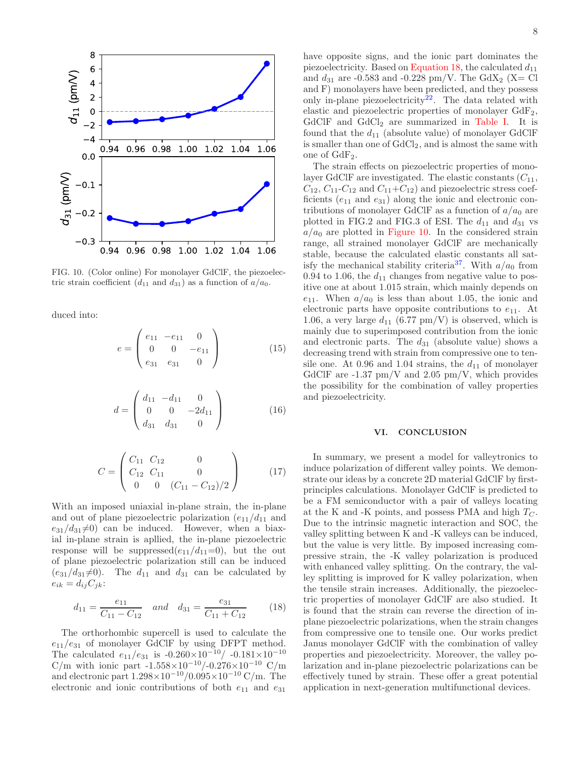FIG. 10. (Color online) For monolayer GdClF, the piezoelectric strain coefficient ($d_{11}$ and $d_{31}$) as a function of $a/a_0$.

duced into:

$$e = \begin{pmatrix} e_{11} & -e_{11} & 0 \\ 0 & 0 & -e_{11} \\ e_{31} & e_{31} & 0 \end{pmatrix} \tag{15}$$

$$d = \begin{pmatrix} d_{11} & -d_{11} & 0 \\ 0 & 0 & -2d_{11} \\ d_{31} & d_{31} & 0 \end{pmatrix} \tag{16}$$

$$C = \begin{pmatrix} C_{11} & C_{12} & 0 \\ C_{12} & C_{11} & 0 \\ 0 & 0 & (C_{11}-C_{12})/2 \end{pmatrix} \tag{17}$$

With an imposed uniaxial in-plane strain, the in-plane and out of plane piezoelectric polarization ($e_{11}/d_{11}$ and $e_{31}/d_{31}\neq 0$) can be induced. However, when a biaxial in-plane strain is apllied, the in-plane piezoelectric response will be suppressed($e_{11}/d_{11}$=0), but the out of plane piezoelectric polarization still can be induced ($e_{31}/d_{31}\neq 0$). The $d_{11}$ and $d_{31}$ can be calculated by $e_{ik} = d_{ij}C_{jk}$:

$$d_{11} = \frac{e_{11}}{C_{11}-C_{12}} \quad and \quad d_{31} = \frac{e_{31}}{C_{11}+C_{12}} \tag{18}$$

The orthorhombic supercell is used to calculate the $e_{11}/e_{31}$ of monolayer GdClF by using DFPT method. The calculated $e_{11}/e_{31}$ is -0.260$\times 10^{-10}$/ -0.181$\times 10^{-10}$ C/m with ionic part -1.558$\times 10^{-10}$/-0.276$\times 10^{-10}$ C/m and electronic part 1.298$\times 10^{-10}$/0.095$\times 10^{-10}$ C/m. The electronic and ionic contributions of both $e_{11}$ and $e_{31}$ have opposite signs, and the ionic part dominates the piezoelectricity. Based on Equation 18, the calculated $d_{11}$ and $d_{31}$ are -0.583 and -0.228 pm/V. The $GdX_2$ (X= Cl and F) monolayers have been predicted, and they possess only in-plane piezoelectricity[22]. The data related with elastic and piezoelectric properties of monolayer $GdF_2$, GdClF and $GdCl_2$ are summarized in Table I. It is found that the $d_{11}$ (absolute value) of monolayer GdClF is smaller than one of $GdCl_2$, and is almost the same with one of $GdF_2$.

The strain effects on piezoelectric properties of monolayer GdClF are investigated. The elastic constants ($C_{11}$, $C_{12}$, $C_{11}$-$C_{12}$ and $C_{11}$+$C_{12}$) and piezoelectric stress coefficients ($e_{11}$ and $e_{31}$) along the ionic and electronic contributions of monolayer GdClF as a function of $a/a_0$ are plotted in FIG.2 and FIG.3 of ESI. The $d_{11}$ and $d_{31}$ vs $a/a_0$ are plotted in Figure 10. In the considered strain range, all strained monolayer GdClF are mechanically stable, because the calculated elastic constants all satisfy the mechanical stability criteria[37]. With $a/a_0$ from 0.94 to 1.06, the $d_{11}$ changes from negative value to positive one at about 1.015 strain, which mainly depends on $e_{11}$. When $a/a_0$ is less than about 1.05, the ionic and electronic parts have opposite contributions to $e_{11}$. At 1.06, a very large $d_{11}$ (6.77 pm/V) is observed, which is mainly due to superimposed contribution from the ionic and electronic parts. The $d_{31}$ (absolute value) shows a decreasing trend with strain from compressive one to tensile one. At 0.96 and 1.04 strains, the $d_{11}$ of monolayer GdClF are -1.37 pm/V and 2.05 pm/V, which provides the possibility for the combination of valley properties and piezoelectricity.

## VI. CONCLUSION

In summary, we present a model for valleytronics to induce polarization of different valley points. We demonstrate our ideas by a concrete 2D material GdClF by first-principles calculations. Monolayer GdClF is predicted to be a FM semiconductor with a pair of valleys locating at the K and -K points, and possess PMA and high $T_C$. Due to the intrinsic magnetic interaction and SOC, the valley splitting between K and -K valleys can be induced, but the value is very little. By imposed increasing compressive strain, the -K valley polarization is produced with enhanced valley splitting. On the contrary, the valley splitting is improved for K valley polarization, when the tensile strain increases. Additionally, the piezoelectric properties of monolayer GdClF are also studied. It is found that the strain can reverse the direction of in-plane piezoelectric polarizations, when the strain changes from compressive one to tensile one. Our works predict Janus monolayer GdClF with the combination of valley properties and piezoelectricity. Moreover, the valley polarization and in-plane piezoelectric polarizations can be effectively tuned by strain. These offer a great potential application in next-generation multifunctional devices.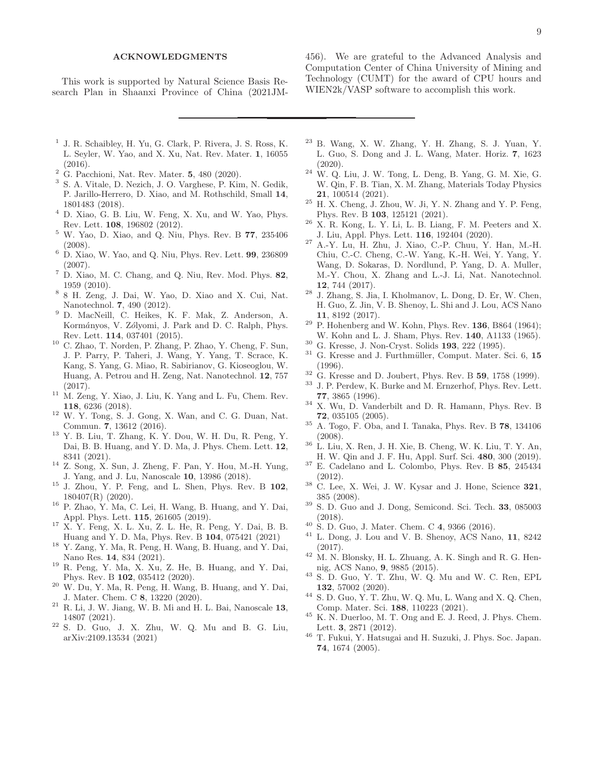## ACKNOWLEDGMENTS

This work is supported by Natural Science Basis Research Plan in Shaanxi Province of China (2021JM-456). We are grateful to the Advanced Analysis and Computation Center of China University of Mining and Technology (CUMT) for the award of CPU hours and WIEN2k/VASP software to accomplish this work.

---

[1] J. R. Schaibley, H. Yu, G. Clark, P. Rivera, J. S. Ross, K. L. Seyler, W. Yao, and X. Xu, Nat. Rev. Mater. **1**, 16055 (2016).

[2] G. Pacchioni, Nat. Rev. Mater. **5**, 480 (2020).

[3] S. A. Vitale, D. Nezich, J. O. Varghese, P. Kim, N. Gedik, P. Jarillo-Herrero, D. Xiao, and M. Rothschild, Small **14**, 1801483 (2018).

[4] D. Xiao, G. B. Liu, W. Feng, X. Xu, and W. Yao, Phys. Rev. Lett. **108**, 196802 (2012).

[5] W. Yao, D. Xiao, and Q. Niu, Phys. Rev. B **77**, 235406 (2008).

[6] D. Xiao, W. Yao, and Q. Niu, Phys. Rev. Lett. **99**, 236809 (2007).

[7] D. Xiao, M. C. Chang, and Q. Niu, Rev. Mod. Phys. **82**, 1959 (2010).

[8] 8 H. Zeng, J. Dai, W. Yao, D. Xiao and X. Cui, Nat. Nanotechnol. **7**, 490 (2012).

[9] D. MacNeill, C. Heikes, K. F. Mak, Z. Anderson, A. Kormányos, V. Zólyomi, J. Park and D. C. Ralph, Phys. Rev. Lett. **114**, 037401 (2015).

[10] C. Zhao, T. Norden, P. Zhang, P. Zhao, Y. Cheng, F. Sun, J. P. Parry, P. Taheri, J. Wang, Y. Yang, T. Scrace, K. Kang, S. Yang, G. Miao, R. Sabirianov, G. Kioseoglou, W. Huang, A. Petrou and H. Zeng, Nat. Nanotechnol. **12**, 757 (2017).

[11] M. Zeng, Y. Xiao, J. Liu, K. Yang and L. Fu, Chem. Rev. **118**, 6236 (2018).

[12] W. Y. Tong, S. J. Gong, X. Wan, and C. G. Duan, Nat. Commun. **7**, 13612 (2016).

[13] Y. B. Liu, T. Zhang, K. Y. Dou, W. H. Du, R. Peng, Y. Dai, B. B. Huang, and Y. D. Ma, J. Phys. Chem. Lett. **12**, 8341 (2021).

[14] Z. Song, X. Sun, J. Zheng, F. Pan, Y. Hou, M.-H. Yung, J. Yang, and J. Lu, Nanoscale **10**, 13986 (2018).

[15] J. Zhou, Y. P. Feng, and L. Shen, Phys. Rev. B **102**, 180407(R) (2020).

[16] P. Zhao, Y. Ma, C. Lei, H. Wang, B. Huang, and Y. Dai, Appl. Phys. Lett. **115**, 261605 (2019).

[17] X. Y. Feng, X. L. Xu, Z. L. He, R. Peng, Y. Dai, B. B. Huang and Y. D. Ma, Phys. Rev. B **104**, 075421 (2021)

[18] Y. Zang, Y. Ma, R. Peng, H. Wang, B. Huang, and Y. Dai, Nano Res. **14**, 834 (2021).

[19] R. Peng, Y. Ma, X. Xu, Z. He, B. Huang, and Y. Dai, Phys. Rev. B **102**, 035412 (2020).

[20] W. Du, Y. Ma, R. Peng, H. Wang, B. Huang, and Y. Dai, J. Mater. Chem. C **8**, 13220 (2020).

[21] R. Li, J. W. Jiang, W. B. Mi and H. L. Bai, Nanoscale **13**, 14807 (2021).

[22] S. D. Guo, J. X. Zhu, W. Q. Mu and B. G. Liu, arXiv:2109.13534 (2021)

[23] B. Wang, X. W. Zhang, Y. H. Zhang, S. J. Yuan, Y. L. Guo, S. Dong and J. L. Wang, Mater. Horiz. **7**, 1623 (2020).

[24] W. Q. Liu, J. W. Tong, L. Deng, B. Yang, G. M. Xie, G. W. Qin, F. B. Tian, X. M. Zhang, Materials Today Physics **21**, 100514 (2021).

[25] H. X. Cheng, J. Zhou, W. Ji, Y. N. Zhang and Y. P. Feng, Phys. Rev. B **103**, 125121 (2021).

[26] X. R. Kong, L. Y. Li, L. B. Liang, F. M. Peeters and X. J. Liu, Appl. Phys. Lett. **116**, 192404 (2020).

[27] A.-Y. Lu, H. Zhu, J. Xiao, C.-P. Chuu, Y. Han, M.-H. Chiu, C.-C. Cheng, C.-W. Yang, K.-H. Wei, Y. Yang, Y. Wang, D. Sokaras, D. Nordlund, P. Yang, D. A. Muller, M.-Y. Chou, X. Zhang and L.-J. Li, Nat. Nanotechnol. **12**, 744 (2017).

[28] J. Zhang, S. Jia, I. Kholmanov, L. Dong, D. Er, W. Chen, H. Guo, Z. Jin, V. B. Shenoy, L. Shi and J. Lou, ACS Nano **11**, 8192 (2017).

[29] P. Hohenberg and W. Kohn, Phys. Rev. **136**, B864 (1964); W. Kohn and L. J. Sham, Phys. Rev. **140**, A1133 (1965).

[30] G. Kresse, J. Non-Cryst. Solids **193**, 222 (1995).

[31] G. Kresse and J. Furthmüller, Comput. Mater. Sci. 6, **15** (1996).

[32] G. Kresse and D. Joubert, Phys. Rev. B **59**, 1758 (1999).

[33] J. P. Perdew, K. Burke and M. Ernzerhof, Phys. Rev. Lett. **77**, 3865 (1996).

[34] X. Wu, D. Vanderbilt and D. R. Hamann, Phys. Rev. B **72**, 035105 (2005).

[35] A. Togo, F. Oba, and I. Tanaka, Phys. Rev. B **78**, 134106 (2008).

[36] L. Liu, X. Ren, J. H. Xie, B. Cheng, W. K. Liu, T. Y. An, H. W. Qin and J. F. Hu, Appl. Surf. Sci. **480**, 300 (2019).

[37] E. Cadelano and L. Colombo, Phys. Rev. B **85**, 245434 (2012).

[38] C. Lee, X. Wei, J. W. Kysar and J. Hone, Science **321**, 385 (2008).

[39] S. D. Guo and J. Dong, Semicond. Sci. Tech. **33**, 085003 (2018).

[40] S. D. Guo, J. Mater. Chem. C **4**, 9366 (2016).

[41] L. Dong, J. Lou and V. B. Shenoy, ACS Nano, **11**, 8242 (2017).

[42] M. N. Blonsky, H. L. Zhuang, A. K. Singh and R. G. Hennig, ACS Nano, **9**, 9885 (2015).

[43] S. D. Guo, Y. T. Zhu, W. Q. Mu and W. C. Ren, EPL **132**, 57002 (2020).

[44] S. D. Guo, Y. T. Zhu, W. Q. Mu, L. Wang and X. Q. Chen, Comp. Mater. Sci. **188**, 110223 (2021).

[45] K. N. Duerloo, M. T. Ong and E. J. Reed, J. Phys. Chem. Lett. **3**, 2871 (2012).

[46] T. Fukui, Y. Hatsugai and H. Suzuki, J. Phys. Soc. Japan. **74**, 1674 (2005).